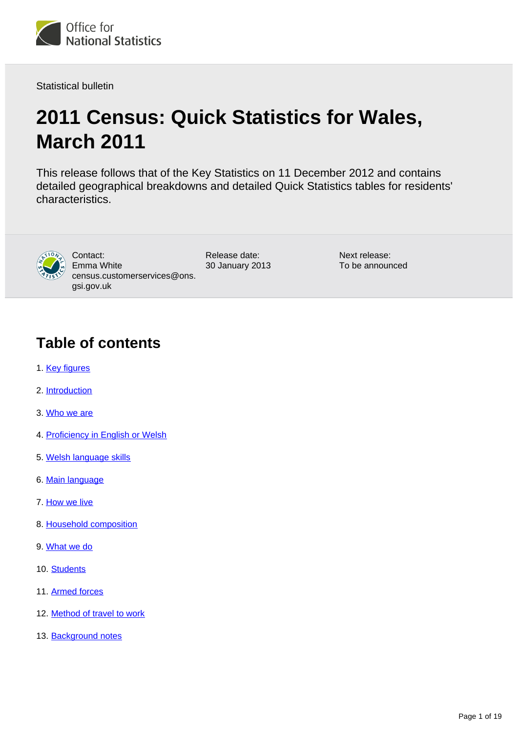Statistical bulletin

# 2011 Census: Quick Statistics for Wales, March 2011

This release follows that of the Key Statistics on 11 December 2012 and contains detailed geographical breakdowns and detailed Quick Statistics tables for residents' characteristics.

Contact:
Emma White
census.customerservices@ons.gsi.gov.uk

Release date:
30 January 2013

Next release:
To be announced

## Table of contents

1. Key figures
2. Introduction
3. Who we are
4. Proficiency in English or Welsh
5. Welsh language skills
6. Main language
7. How we live
8. Household composition
9. What we do
10. Students
11. Armed forces
12. Method of travel to work
13. Background notes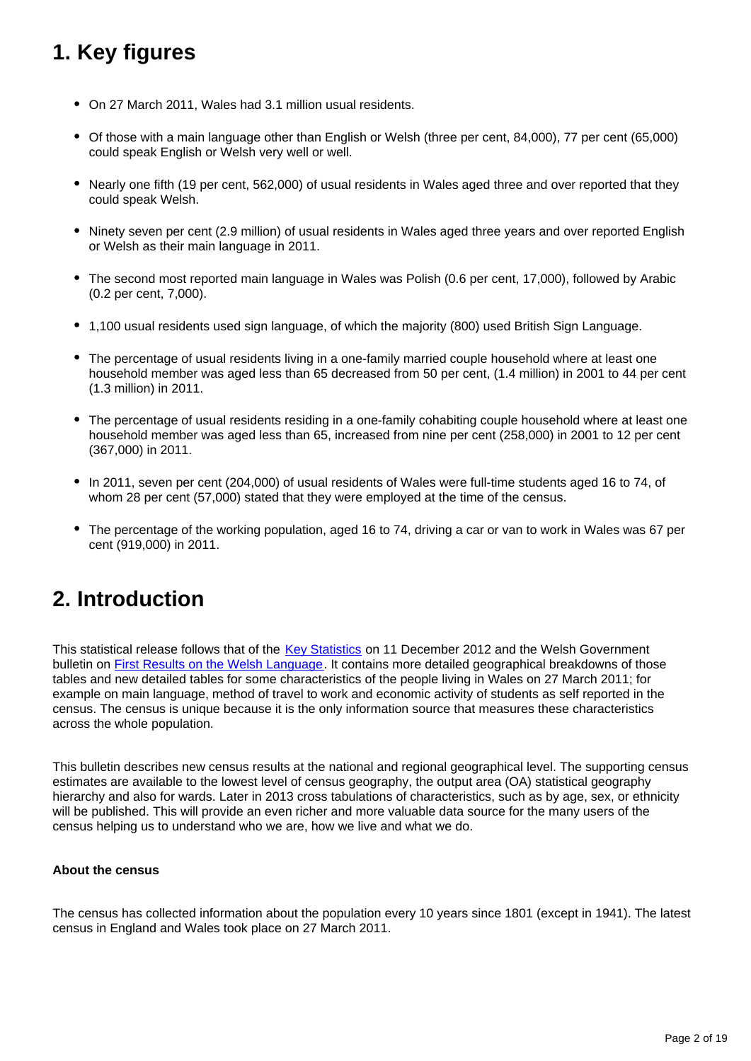## 1. Key figures

- On 27 March 2011, Wales had 3.1 million usual residents.
- Of those with a main language other than English or Welsh (three per cent, 84,000), 77 per cent (65,000) could speak English or Welsh very well or well.
- Nearly one fifth (19 per cent, 562,000) of usual residents in Wales aged three and over reported that they could speak Welsh.
- Ninety seven per cent (2.9 million) of usual residents in Wales aged three years and over reported English or Welsh as their main language in 2011.
- The second most reported main language in Wales was Polish (0.6 per cent, 17,000), followed by Arabic (0.2 per cent, 7,000).
- 1,100 usual residents used sign language, of which the majority (800) used British Sign Language.
- The percentage of usual residents living in a one-family married couple household where at least one household member was aged less than 65 decreased from 50 per cent, (1.4 million) in 2001 to 44 per cent (1.3 million) in 2011.
- The percentage of usual residents residing in a one-family cohabiting couple household where at least one household member was aged less than 65, increased from nine per cent (258,000) in 2001 to 12 per cent (367,000) in 2011.
- In 2011, seven per cent (204,000) of usual residents of Wales were full-time students aged 16 to 74, of whom 28 per cent (57,000) stated that they were employed at the time of the census.
- The percentage of the working population, aged 16 to 74, driving a car or van to work in Wales was 67 per cent (919,000) in 2011.

## 2. Introduction

This statistical release follows that of the Key Statistics on 11 December 2012 and the Welsh Government bulletin on First Results on the Welsh Language. It contains more detailed geographical breakdowns of those tables and new detailed tables for some characteristics of the people living in Wales on 27 March 2011; for example on main language, method of travel to work and economic activity of students as self reported in the census. The census is unique because it is the only information source that measures these characteristics across the whole population.

This bulletin describes new census results at the national and regional geographical level. The supporting census estimates are available to the lowest level of census geography, the output area (OA) statistical geography hierarchy and also for wards. Later in 2013 cross tabulations of characteristics, such as by age, sex, or ethnicity will be published. This will provide an even richer and more valuable data source for the many users of the census helping us to understand who we are, how we live and what we do.

**About the census**

The census has collected information about the population every 10 years since 1801 (except in 1941). The latest census in England and Wales took place on 27 March 2011.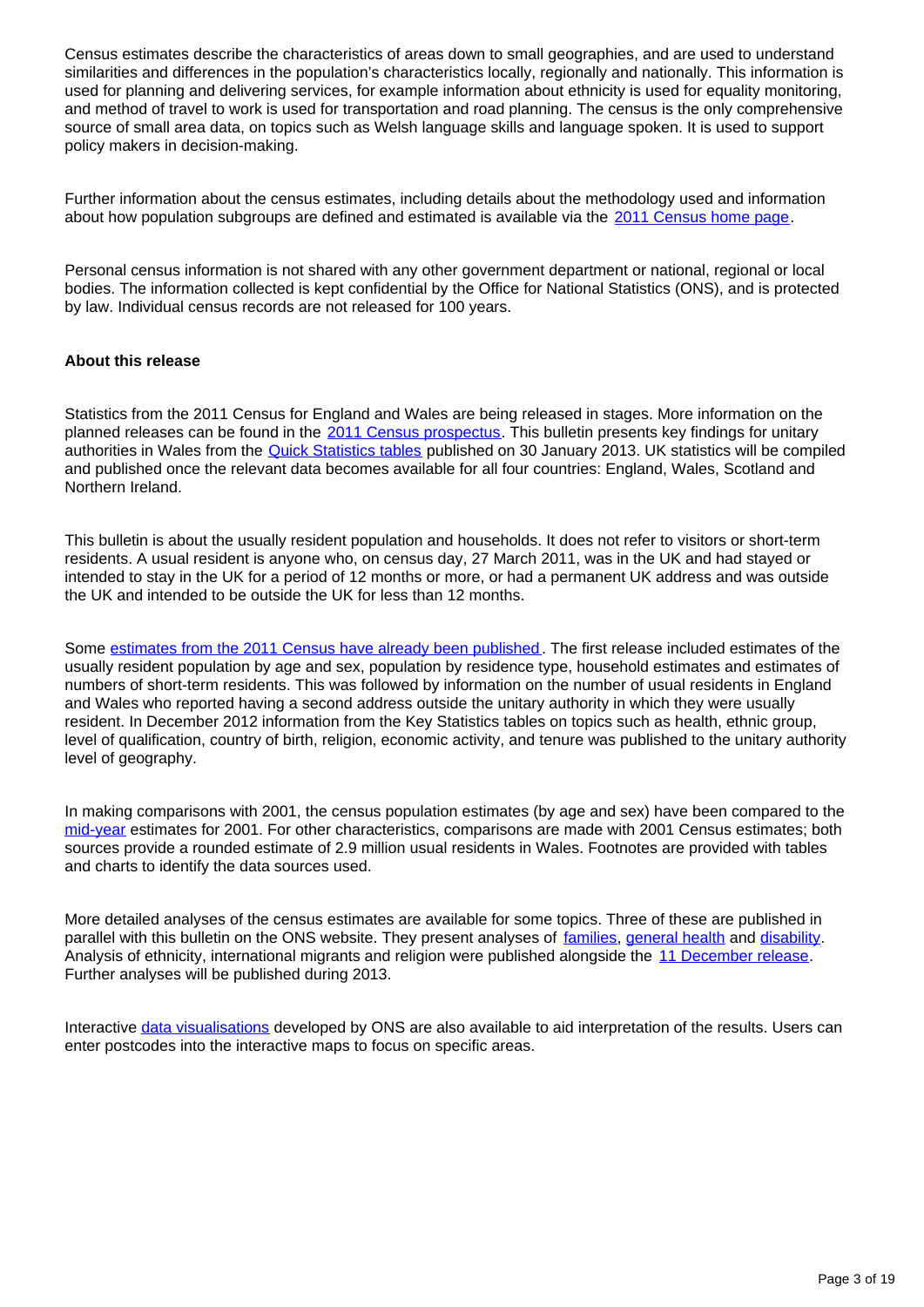Census estimates describe the characteristics of areas down to small geographies, and are used to understand similarities and differences in the population's characteristics locally, regionally and nationally. This information is used for planning and delivering services, for example information about ethnicity is used for equality monitoring, and method of travel to work is used for transportation and road planning. The census is the only comprehensive source of small area data, on topics such as Welsh language skills and language spoken. It is used to support policy makers in decision-making.

Further information about the census estimates, including details about the methodology used and information about how population subgroups are defined and estimated is available via the 2011 Census home page.

Personal census information is not shared with any other government department or national, regional or local bodies. The information collected is kept confidential by the Office for National Statistics (ONS), and is protected by law. Individual census records are not released for 100 years.

**About this release**

Statistics from the 2011 Census for England and Wales are being released in stages. More information on the planned releases can be found in the 2011 Census prospectus. This bulletin presents key findings for unitary authorities in Wales from the Quick Statistics tables published on 30 January 2013. UK statistics will be compiled and published once the relevant data becomes available for all four countries: England, Wales, Scotland and Northern Ireland.

This bulletin is about the usually resident population and households. It does not refer to visitors or short-term residents. A usual resident is anyone who, on census day, 27 March 2011, was in the UK and had stayed or intended to stay in the UK for a period of 12 months or more, or had a permanent UK address and was outside the UK and intended to be outside the UK for less than 12 months.

Some estimates from the 2011 Census have already been published. The first release included estimates of the usually resident population by age and sex, population by residence type, household estimates and estimates of numbers of short-term residents. This was followed by information on the number of usual residents in England and Wales who reported having a second address outside the unitary authority in which they were usually resident. In December 2012 information from the Key Statistics tables on topics such as health, ethnic group, level of qualification, country of birth, religion, economic activity, and tenure was published to the unitary authority level of geography.

In making comparisons with 2001, the census population estimates (by age and sex) have been compared to the mid-year estimates for 2001. For other characteristics, comparisons are made with 2001 Census estimates; both sources provide a rounded estimate of 2.9 million usual residents in Wales. Footnotes are provided with tables and charts to identify the data sources used.

More detailed analyses of the census estimates are available for some topics. Three of these are published in parallel with this bulletin on the ONS website. They present analyses of families, general health and disability. Analysis of ethnicity, international migrants and religion were published alongside the 11 December release. Further analyses will be published during 2013.

Interactive data visualisations developed by ONS are also available to aid interpretation of the results. Users can enter postcodes into the interactive maps to focus on specific areas.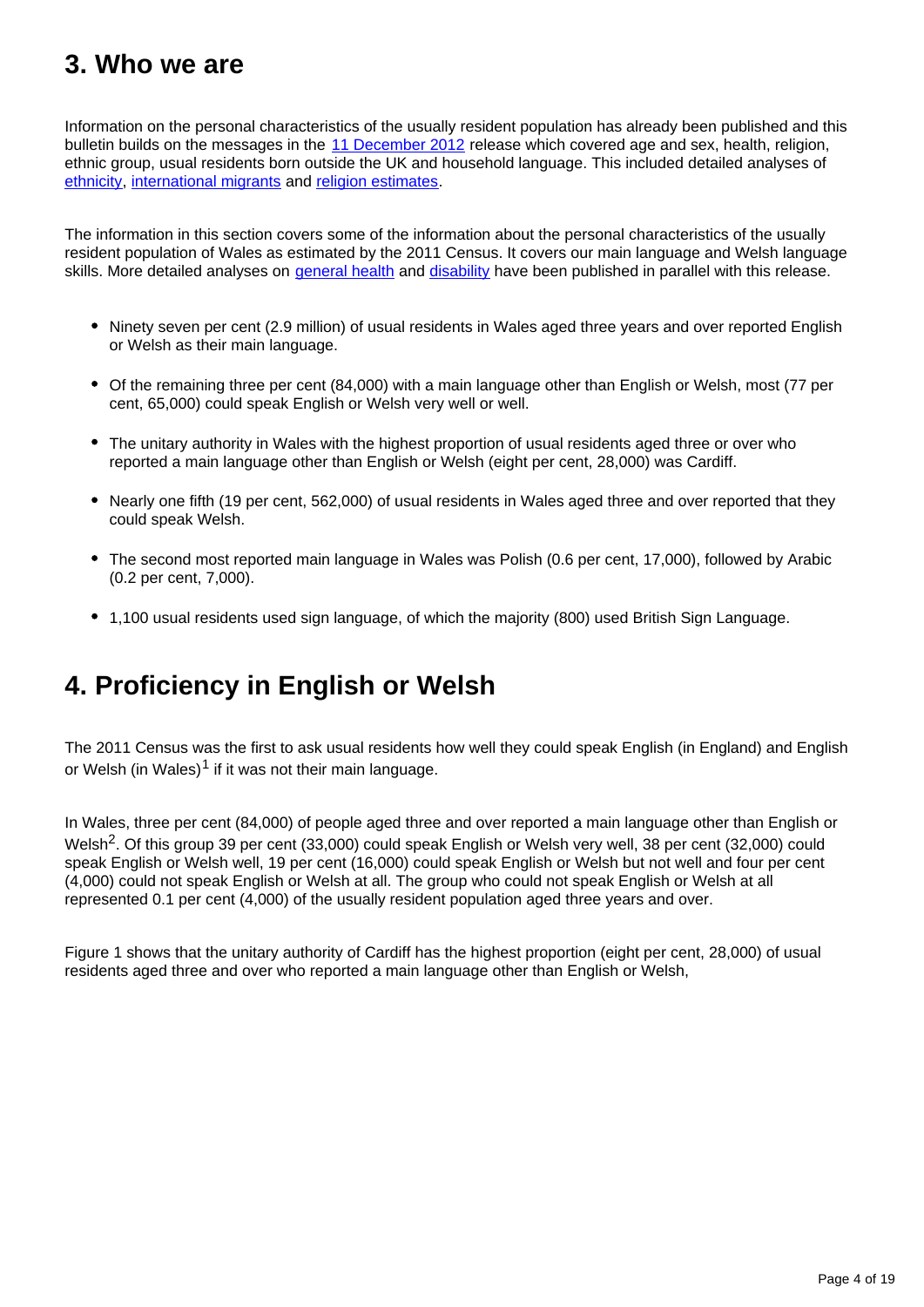## 3. Who we are

Information on the personal characteristics of the usually resident population has already been published and this bulletin builds on the messages in the [11 December 2012](#) release which covered age and sex, health, religion, ethnic group, usual residents born outside the UK and household language. This included detailed analyses of [ethnicity](#), [international migrants](#) and [religion estimates](#).

The information in this section covers some of the information about the personal characteristics of the usually resident population of Wales as estimated by the 2011 Census. It covers our main language and Welsh language skills. More detailed analyses on [general health](#) and [disability](#) have been published in parallel with this release.

- Ninety seven per cent (2.9 million) of usual residents in Wales aged three years and over reported English or Welsh as their main language.
- Of the remaining three per cent (84,000) with a main language other than English or Welsh, most (77 per cent, 65,000) could speak English or Welsh very well or well.
- The unitary authority in Wales with the highest proportion of usual residents aged three or over who reported a main language other than English or Welsh (eight per cent, 28,000) was Cardiff.
- Nearly one fifth (19 per cent, 562,000) of usual residents in Wales aged three and over reported that they could speak Welsh.
- The second most reported main language in Wales was Polish (0.6 per cent, 17,000), followed by Arabic (0.2 per cent, 7,000).
- 1,100 usual residents used sign language, of which the majority (800) used British Sign Language.

## 4. Proficiency in English or Welsh

The 2011 Census was the first to ask usual residents how well they could speak English (in England) and English or Welsh (in Wales)[1] if it was not their main language.

In Wales, three per cent (84,000) of people aged three and over reported a main language other than English or Welsh[2]. Of this group 39 per cent (33,000) could speak English or Welsh very well, 38 per cent (32,000) could speak English or Welsh well, 19 per cent (16,000) could speak English or Welsh but not well and four per cent (4,000) could not speak English or Welsh at all. The group who could not speak English or Welsh at all represented 0.1 per cent (4,000) of the usually resident population aged three years and over.

Figure 1 shows that the unitary authority of Cardiff has the highest proportion (eight per cent, 28,000) of usual residents aged three and over who reported a main language other than English or Welsh,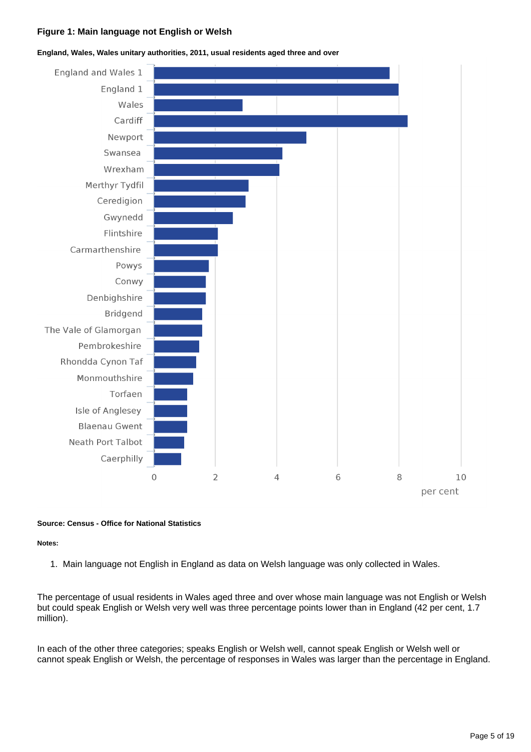**Figure 1: Main language not English or Welsh**

**England, Wales, Wales unitary authorities, 2011, usual residents aged three and over**

| Area | per cent (approx.) |
|---|---|
| England and Wales 1 | 7.7 |
| England 1 | 8.0 |
| Wales | 2.9 |
| Cardiff | 8.3 |
| Newport | 5.0 |
| Swansea | 4.2 |
| Wrexham | 4.1 |
| Merthyr Tydfil | 3.1 |
| Ceredigion | 3.0 |
| Gwynedd | 2.6 |
| Flintshire | 2.1 |
| Carmarthenshire | 2.1 |
| Powys | 1.8 |
| Conwy | 1.7 |
| Denbighshire | 1.7 |
| Bridgend | 1.6 |
| The Vale of Glamorgan | 1.6 |
| Pembrokeshire | 1.5 |
| Rhondda Cynon Taf | 1.4 |
| Monmouthshire | 1.3 |
| Torfaen | 1.1 |
| Isle of Anglesey | 1.1 |
| Blaenau Gwent | 1.1 |
| Neath Port Talbot | 1.0 |
| Caerphilly | 0.9 |

**Source: Census - Office for National Statistics**

**Notes:**

1. Main language not English in England as data on Welsh language was only collected in Wales.

The percentage of usual residents in Wales aged three and over whose main language was not English or Welsh but could speak English or Welsh very well was three percentage points lower than in England (42 per cent, 1.7 million).

In each of the other three categories; speaks English or Welsh well, cannot speak English or Welsh well or cannot speak English or Welsh, the percentage of responses in Wales was larger than the percentage in England.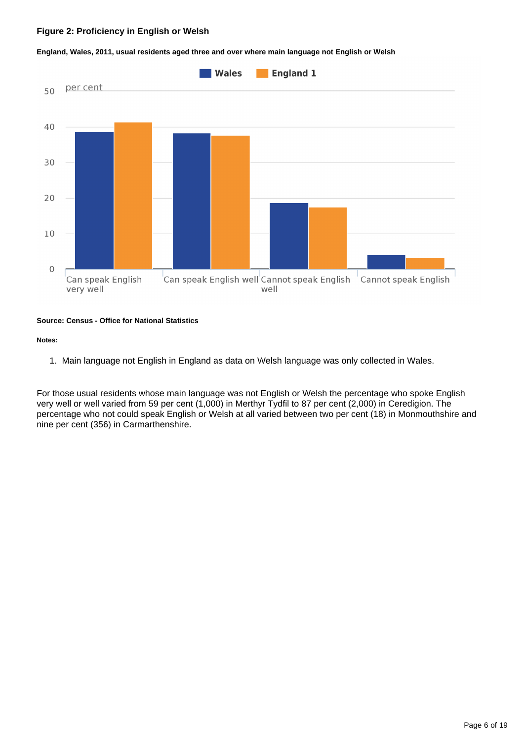### Figure 2: Proficiency in English or Welsh

**England, Wales, 2011, usual residents aged three and over where main language not English or Welsh**

**Source: Census - Office for National Statistics**

**Notes:**

1. Main language not English in England as data on Welsh language was only collected in Wales.

For those usual residents whose main language was not English or Welsh the percentage who spoke English very well or well varied from 59 per cent (1,000) in Merthyr Tydfil to 87 per cent (2,000) in Ceredigion. The percentage who not could speak English or Welsh at all varied between two per cent (18) in Monmouthshire and nine per cent (356) in Carmarthenshire.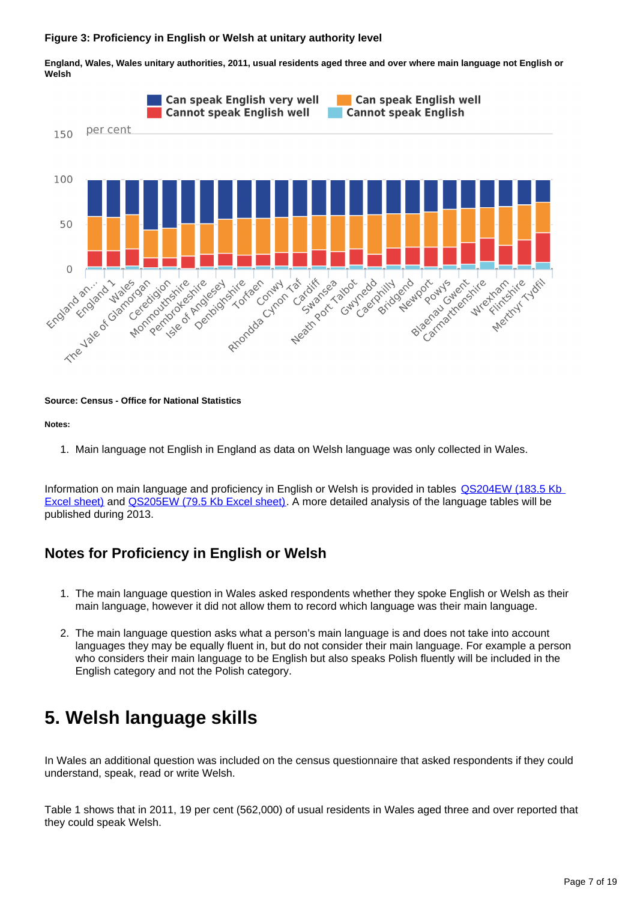**Figure 3: Proficiency in English or Welsh at unitary authority level**

**England, Wales, Wales unitary authorities, 2011, usual residents aged three and over where main language not English or Welsh**

**Source: Census - Office for National Statistics**

**Notes:**

1. Main language not English in England as data on Welsh language was only collected in Wales.

Information on main language and proficiency in English or Welsh is provided in tables [QS204EW (183.5 Kb Excel sheet)] and [QS205EW (79.5 Kb Excel sheet)]. A more detailed analysis of the language tables will be published during 2013.

## Notes for Proficiency in English or Welsh

1. The main language question in Wales asked respondents whether they spoke English or Welsh as their main language, however it did not allow them to record which language was their main language.

2. The main language question asks what a person's main language is and does not take into account languages they may be equally fluent in, but do not consider their main language. For example a person who considers their main language to be English but also speaks Polish fluently will be included in the English category and not the Polish category.

# 5. Welsh language skills

In Wales an additional question was included on the census questionnaire that asked respondents if they could understand, speak, read or write Welsh.

Table 1 shows that in 2011, 19 per cent (562,000) of usual residents in Wales aged three and over reported that they could speak Welsh.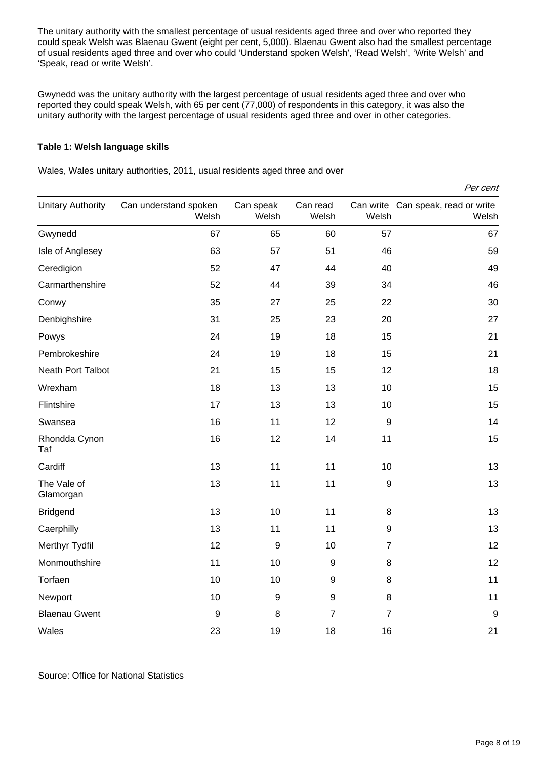The unitary authority with the smallest percentage of usual residents aged three and over who reported they could speak Welsh was Blaenau Gwent (eight per cent, 5,000). Blaenau Gwent also had the smallest percentage of usual residents aged three and over who could 'Understand spoken Welsh', 'Read Welsh', 'Write Welsh' and 'Speak, read or write Welsh'.

Gwynedd was the unitary authority with the largest percentage of usual residents aged three and over who reported they could speak Welsh, with 65 per cent (77,000) of respondents in this category, it was also the unitary authority with the largest percentage of usual residents aged three and over in other categories.

**Table 1: Welsh language skills**

Wales, Wales unitary authorities, 2011, usual residents aged three and over

*Per cent*

| Unitary Authority | Can understand spoken Welsh | Can speak Welsh | Can read Welsh | Can write Welsh | Can speak, read or write Welsh |
|---|---|---|---|---|---|
| Gwynedd | 67 | 65 | 60 | 57 | 67 |
| Isle of Anglesey | 63 | 57 | 51 | 46 | 59 |
| Ceredigion | 52 | 47 | 44 | 40 | 49 |
| Carmarthenshire | 52 | 44 | 39 | 34 | 46 |
| Conwy | 35 | 27 | 25 | 22 | 30 |
| Denbighshire | 31 | 25 | 23 | 20 | 27 |
| Powys | 24 | 19 | 18 | 15 | 21 |
| Pembrokeshire | 24 | 19 | 18 | 15 | 21 |
| Neath Port Talbot | 21 | 15 | 15 | 12 | 18 |
| Wrexham | 18 | 13 | 13 | 10 | 15 |
| Flintshire | 17 | 13 | 13 | 10 | 15 |
| Swansea | 16 | 11 | 12 | 9 | 14 |
| Rhondda Cynon Taf | 16 | 12 | 14 | 11 | 15 |
| Cardiff | 13 | 11 | 11 | 10 | 13 |
| The Vale of Glamorgan | 13 | 11 | 11 | 9 | 13 |
| Bridgend | 13 | 10 | 11 | 8 | 13 |
| Caerphilly | 13 | 11 | 11 | 9 | 13 |
| Merthyr Tydfil | 12 | 9 | 10 | 7 | 12 |
| Monmouthshire | 11 | 10 | 9 | 8 | 12 |
| Torfaen | 10 | 10 | 9 | 8 | 11 |
| Newport | 10 | 9 | 9 | 8 | 11 |
| Blaenau Gwent | 9 | 8 | 7 | 7 | 9 |
| Wales | 23 | 19 | 18 | 16 | 21 |

Source: Office for National Statistics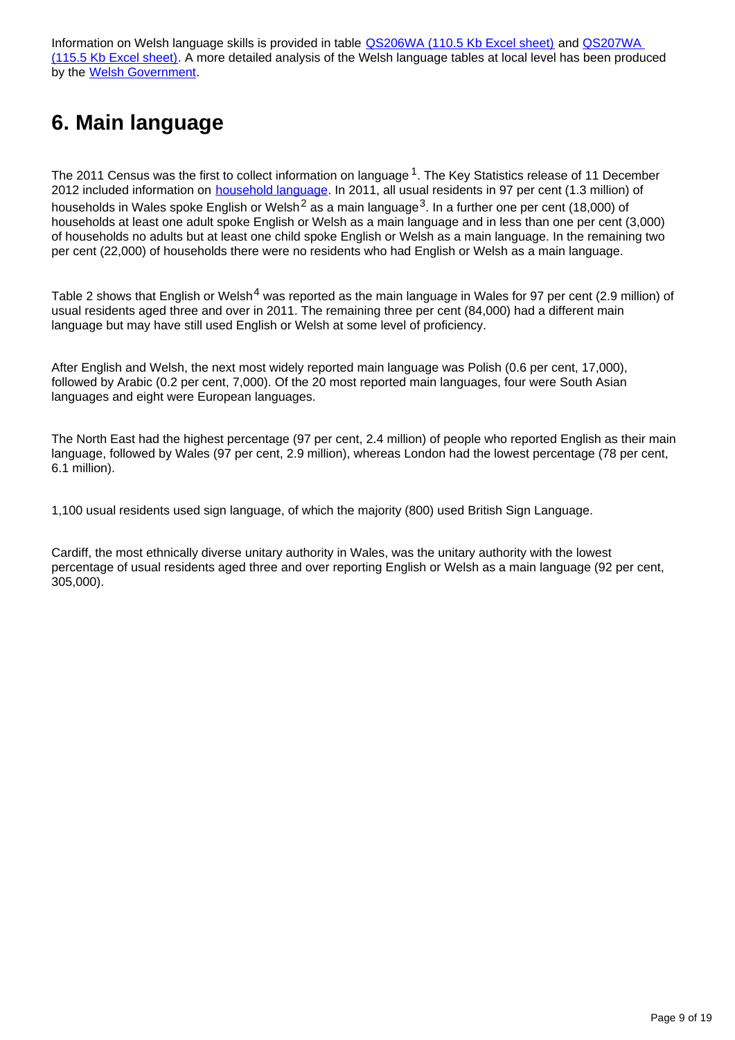Information on Welsh language skills is provided in table QS206WA (110.5 Kb Excel sheet) and QS207WA (115.5 Kb Excel sheet). A more detailed analysis of the Welsh language tables at local level has been produced by the Welsh Government.

# 6. Main language

The 2011 Census was the first to collect information on language [1]. The Key Statistics release of 11 December 2012 included information on household language. In 2011, all usual residents in 97 per cent (1.3 million) of households in Wales spoke English or Welsh [2] as a main language [3]. In a further one per cent (18,000) of households at least one adult spoke English or Welsh as a main language and in less than one per cent (3,000) of households no adults but at least one child spoke English or Welsh as a main language. In the remaining two per cent (22,000) of households there were no residents who had English or Welsh as a main language.

Table 2 shows that English or Welsh [4] was reported as the main language in Wales for 97 per cent (2.9 million) of usual residents aged three and over in 2011. The remaining three per cent (84,000) had a different main language but may have still used English or Welsh at some level of proficiency.

After English and Welsh, the next most widely reported main language was Polish (0.6 per cent, 17,000), followed by Arabic (0.2 per cent, 7,000). Of the 20 most reported main languages, four were South Asian languages and eight were European languages.

The North East had the highest percentage (97 per cent, 2.4 million) of people who reported English as their main language, followed by Wales (97 per cent, 2.9 million), whereas London had the lowest percentage (78 per cent, 6.1 million).

1,100 usual residents used sign language, of which the majority (800) used British Sign Language.

Cardiff, the most ethnically diverse unitary authority in Wales, was the unitary authority with the lowest percentage of usual residents aged three and over reporting English or Welsh as a main language (92 per cent, 305,000).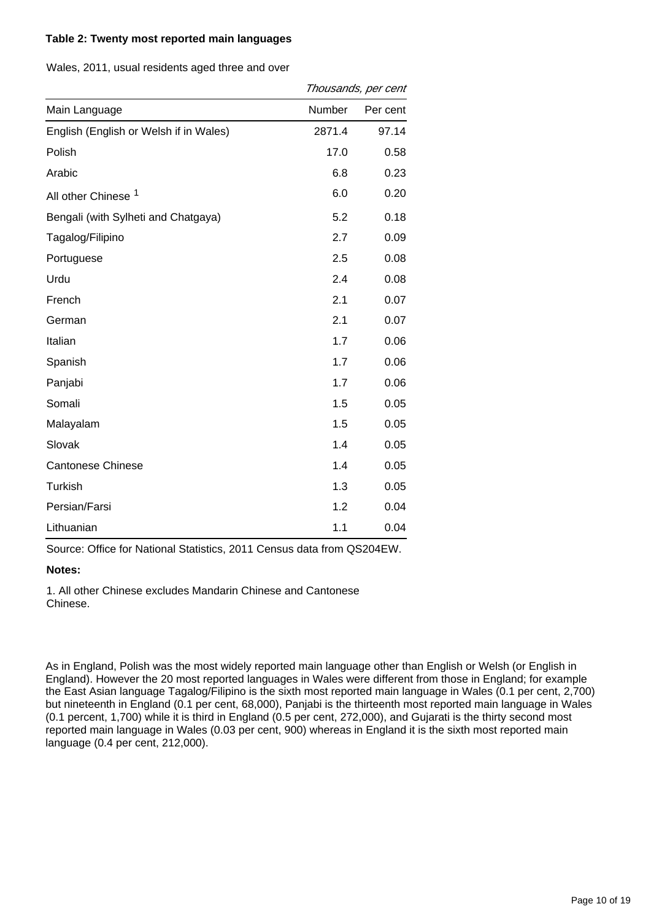**Table 2: Twenty most reported main languages**

Wales, 2011, usual residents aged three and over

*Thousands, per cent*

| Main Language | Number | Per cent |
|---|---|---|
| English (English or Welsh if in Wales) | 2871.4 | 97.14 |
| Polish | 17.0 | 0.58 |
| Arabic | 6.8 | 0.23 |
| All other Chinese [1] | 6.0 | 0.20 |
| Bengali (with Sylheti and Chatgaya) | 5.2 | 0.18 |
| Tagalog/Filipino | 2.7 | 0.09 |
| Portuguese | 2.5 | 0.08 |
| Urdu | 2.4 | 0.08 |
| French | 2.1 | 0.07 |
| German | 2.1 | 0.07 |
| Italian | 1.7 | 0.06 |
| Spanish | 1.7 | 0.06 |
| Panjabi | 1.7 | 0.06 |
| Somali | 1.5 | 0.05 |
| Malayalam | 1.5 | 0.05 |
| Slovak | 1.4 | 0.05 |
| Cantonese Chinese | 1.4 | 0.05 |
| Turkish | 1.3 | 0.05 |
| Persian/Farsi | 1.2 | 0.04 |
| Lithuanian | 1.1 | 0.04 |

Source: Office for National Statistics, 2011 Census data from QS204EW.

**Notes:**

1. All other Chinese excludes Mandarin Chinese and Cantonese Chinese.

As in England, Polish was the most widely reported main language other than English or Welsh (or English in England). However the 20 most reported languages in Wales were different from those in England; for example the East Asian language Tagalog/Filipino is the sixth most reported main language in Wales (0.1 per cent, 2,700) but nineteenth in England (0.1 per cent, 68,000), Panjabi is the thirteenth most reported main language in Wales (0.1 percent, 1,700) while it is third in England (0.5 per cent, 272,000), and Gujarati is the thirty second most reported main language in Wales (0.03 per cent, 900) whereas in England it is the sixth most reported main language (0.4 per cent, 212,000).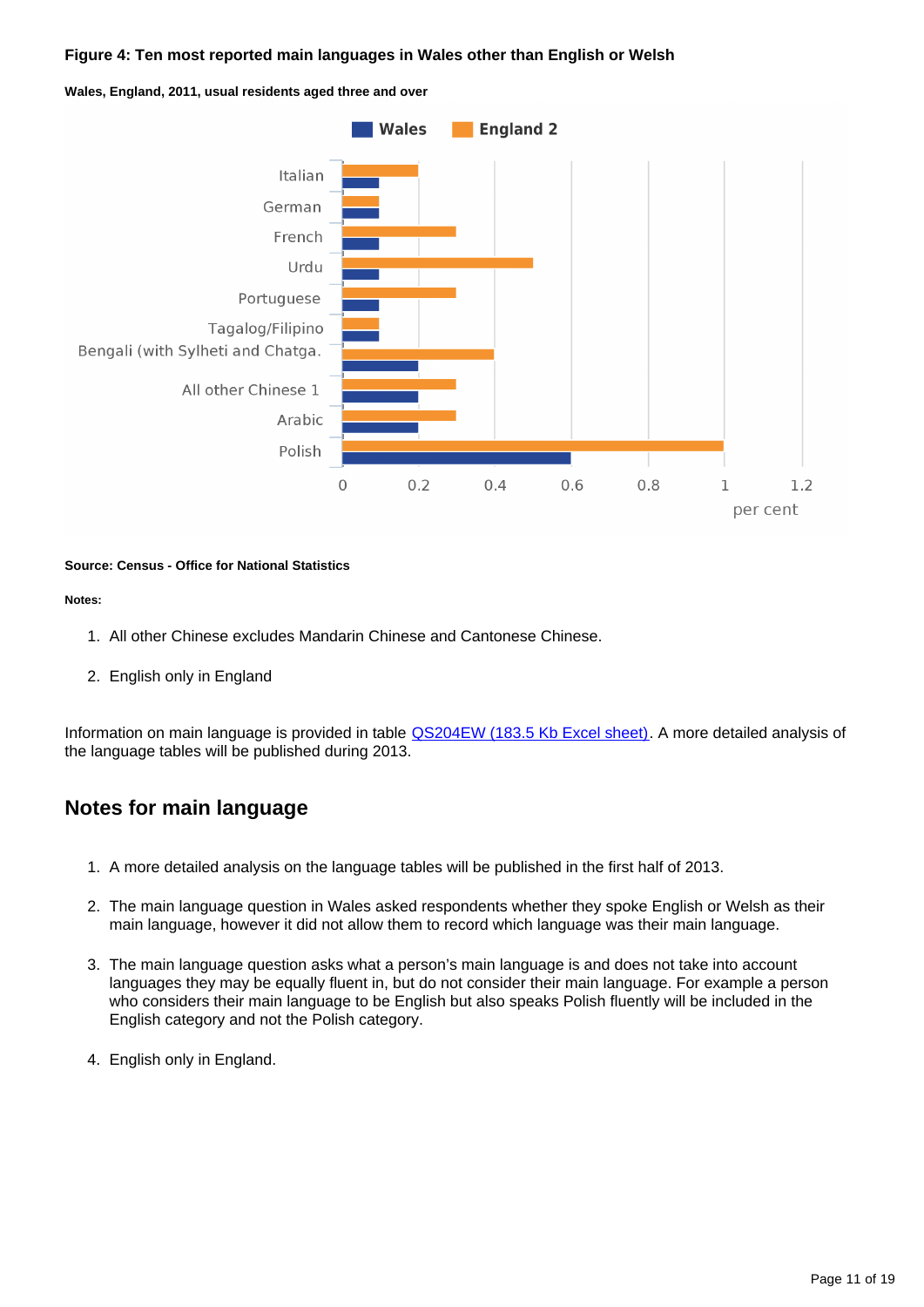**Figure 4: Ten most reported main languages in Wales other than English or Welsh**

**Wales, England, 2011, usual residents aged three and over**

**Source: Census - Office for National Statistics**

**Notes:**

1. All other Chinese excludes Mandarin Chinese and Cantonese Chinese.
2. English only in England

Information on main language is provided in table QS204EW (183.5 Kb Excel sheet). A more detailed analysis of the language tables will be published during 2013.

## Notes for main language

1. A more detailed analysis on the language tables will be published in the first half of 2013.
2. The main language question in Wales asked respondents whether they spoke English or Welsh as their main language, however it did not allow them to record which language was their main language.
3. The main language question asks what a person's main language is and does not take into account languages they may be equally fluent in, but do not consider their main language. For example a person who considers their main language to be English but also speaks Polish fluently will be included in the English category and not the Polish category.
4. English only in England.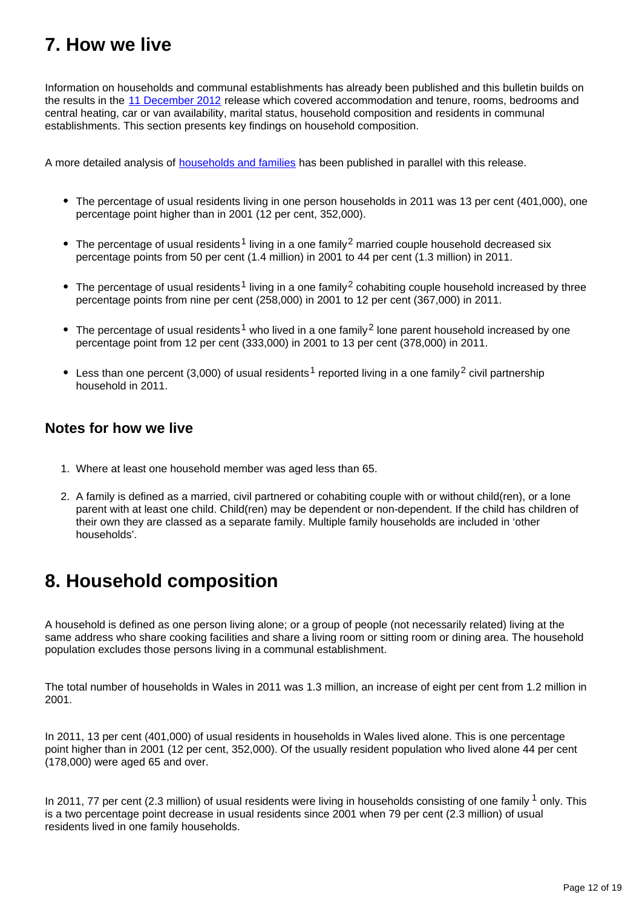## 7. How we live

Information on households and communal establishments has already been published and this bulletin builds on the results in the [11 December 2012](#) release which covered accommodation and tenure, rooms, bedrooms and central heating, car or van availability, marital status, household composition and residents in communal establishments. This section presents key findings on household composition.

A more detailed analysis of [households and families](#) has been published in parallel with this release.

- The percentage of usual residents living in one person households in 2011 was 13 per cent (401,000), one percentage point higher than in 2001 (12 per cent, 352,000).
- The percentage of usual residents[1] living in a one family[2] married couple household decreased six percentage points from 50 per cent (1.4 million) in 2001 to 44 per cent (1.3 million) in 2011.
- The percentage of usual residents[1] living in a one family[2] cohabiting couple household increased by three percentage points from nine per cent (258,000) in 2001 to 12 per cent (367,000) in 2011.
- The percentage of usual residents[1] who lived in a one family[2] lone parent household increased by one percentage point from 12 per cent (333,000) in 2001 to 13 per cent (378,000) in 2011.
- Less than one percent (3,000) of usual residents[1] reported living in a one family[2] civil partnership household in 2011.

### Notes for how we live

1. Where at least one household member was aged less than 65.
2. A family is defined as a married, civil partnered or cohabiting couple with or without child(ren), or a lone parent with at least one child. Child(ren) may be dependent or non-dependent. If the child has children of their own they are classed as a separate family. Multiple family households are included in 'other households'.

## 8. Household composition

A household is defined as one person living alone; or a group of people (not necessarily related) living at the same address who share cooking facilities and share a living room or sitting room or dining area. The household population excludes those persons living in a communal establishment.

The total number of households in Wales in 2011 was 1.3 million, an increase of eight per cent from 1.2 million in 2001.

In 2011, 13 per cent (401,000) of usual residents in households in Wales lived alone. This is one percentage point higher than in 2001 (12 per cent, 352,000). Of the usually resident population who lived alone 44 per cent (178,000) were aged 65 and over.

In 2011, 77 per cent (2.3 million) of usual residents were living in households consisting of one family [1] only. This is a two percentage point decrease in usual residents since 2001 when 79 per cent (2.3 million) of usual residents lived in one family households.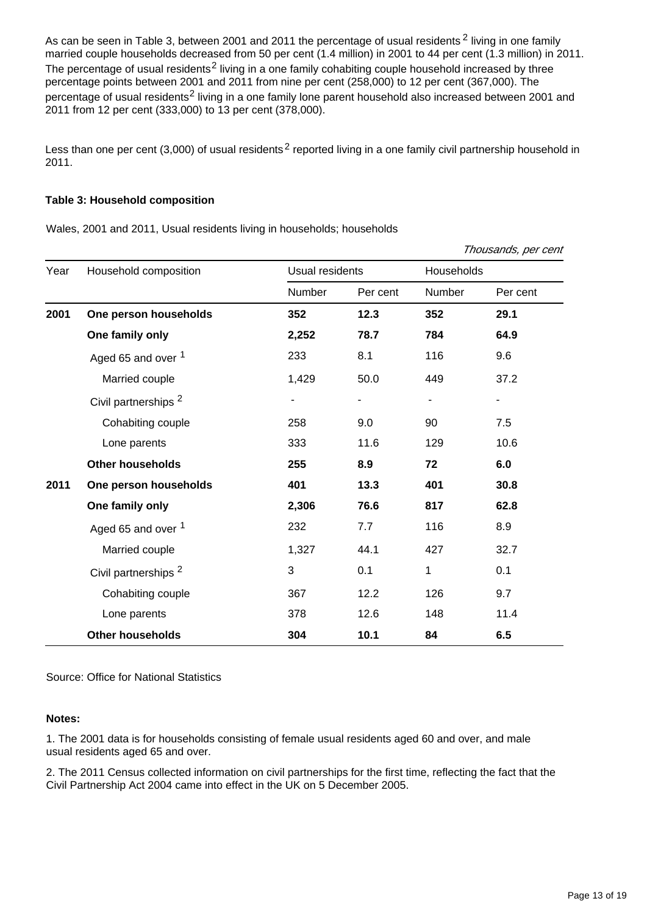As can be seen in Table 3, between 2001 and 2011 the percentage of usual residents [2] living in one family married couple households decreased from 50 per cent (1.4 million) in 2001 to 44 per cent (1.3 million) in 2011. The percentage of usual residents[2] living in a one family cohabiting couple household increased by three percentage points between 2001 and 2011 from nine per cent (258,000) to 12 per cent (367,000). The percentage of usual residents[2] living in a one family lone parent household also increased between 2001 and 2011 from 12 per cent (333,000) to 13 per cent (378,000).

Less than one per cent (3,000) of usual residents [2] reported living in a one family civil partnership household in 2011.

**Table 3: Household composition**

Wales, 2001 and 2011, Usual residents living in households; households

*Thousands, per cent*

| Year | Household composition | Usual residents | | Households | |
|---|---|---|---|---|---|
| | | Number | Per cent | Number | Per cent |
| **2001** | **One person households** | **352** | **12.3** | **352** | **29.1** |
| | **One family only** | **2,252** | **78.7** | **784** | **64.9** |
| | Aged 65 and over [1] | 233 | 8.1 | 116 | 9.6 |
| | Married couple | 1,429 | 50.0 | 449 | 37.2 |
| | Civil partnerships [2] | - | - | - | - |
| | Cohabiting couple | 258 | 9.0 | 90 | 7.5 |
| | Lone parents | 333 | 11.6 | 129 | 10.6 |
| | **Other households** | **255** | **8.9** | **72** | **6.0** |
| **2011** | **One person households** | **401** | **13.3** | **401** | **30.8** |
| | **One family only** | **2,306** | **76.6** | **817** | **62.8** |
| | Aged 65 and over [1] | 232 | 7.7 | 116 | 8.9 |
| | Married couple | 1,327 | 44.1 | 427 | 32.7 |
| | Civil partnerships [2] | 3 | 0.1 | 1 | 0.1 |
| | Cohabiting couple | 367 | 12.2 | 126 | 9.7 |
| | Lone parents | 378 | 12.6 | 148 | 11.4 |
| | **Other households** | **304** | **10.1** | **84** | **6.5** |

Source: Office for National Statistics

**Notes:**

1. The 2001 data is for households consisting of female usual residents aged 60 and over, and male usual residents aged 65 and over.

2. The 2011 Census collected information on civil partnerships for the first time, reflecting the fact that the Civil Partnership Act 2004 came into effect in the UK on 5 December 2005.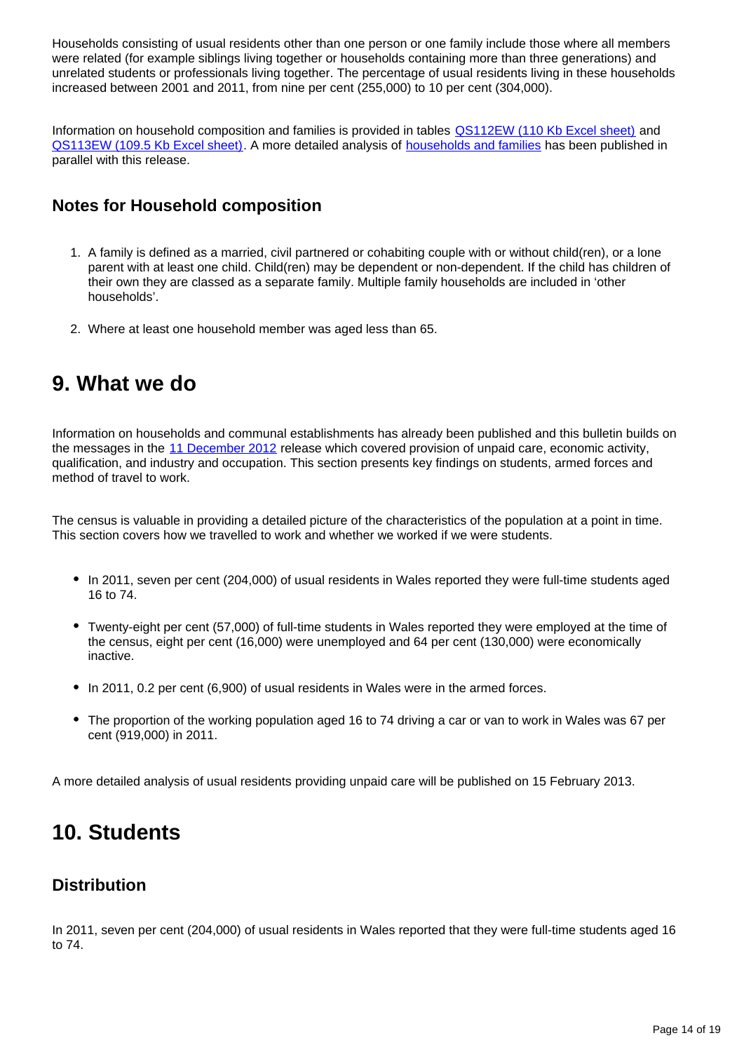Households consisting of usual residents other than one person or one family include those where all members were related (for example siblings living together or households containing more than three generations) and unrelated students or professionals living together. The percentage of usual residents living in these households increased between 2001 and 2011, from nine per cent (255,000) to 10 per cent (304,000).

Information on household composition and families is provided in tables QS112EW (110 Kb Excel sheet) and QS113EW (109.5 Kb Excel sheet). A more detailed analysis of households and families has been published in parallel with this release.

### Notes for Household composition

1. A family is defined as a married, civil partnered or cohabiting couple with or without child(ren), or a lone parent with at least one child. Child(ren) may be dependent or non-dependent. If the child has children of their own they are classed as a separate family. Multiple family households are included in 'other households'.
2. Where at least one household member was aged less than 65.

## 9. What we do

Information on households and communal establishments has already been published and this bulletin builds on the messages in the 11 December 2012 release which covered provision of unpaid care, economic activity, qualification, and industry and occupation. This section presents key findings on students, armed forces and method of travel to work.

The census is valuable in providing a detailed picture of the characteristics of the population at a point in time. This section covers how we travelled to work and whether we worked if we were students.

- In 2011, seven per cent (204,000) of usual residents in Wales reported they were full-time students aged 16 to 74.
- Twenty-eight per cent (57,000) of full-time students in Wales reported they were employed at the time of the census, eight per cent (16,000) were unemployed and 64 per cent (130,000) were economically inactive.
- In 2011, 0.2 per cent (6,900) of usual residents in Wales were in the armed forces.
- The proportion of the working population aged 16 to 74 driving a car or van to work in Wales was 67 per cent (919,000) in 2011.

A more detailed analysis of usual residents providing unpaid care will be published on 15 February 2013.

## 10. Students

### Distribution

In 2011, seven per cent (204,000) of usual residents in Wales reported that they were full-time students aged 16 to 74.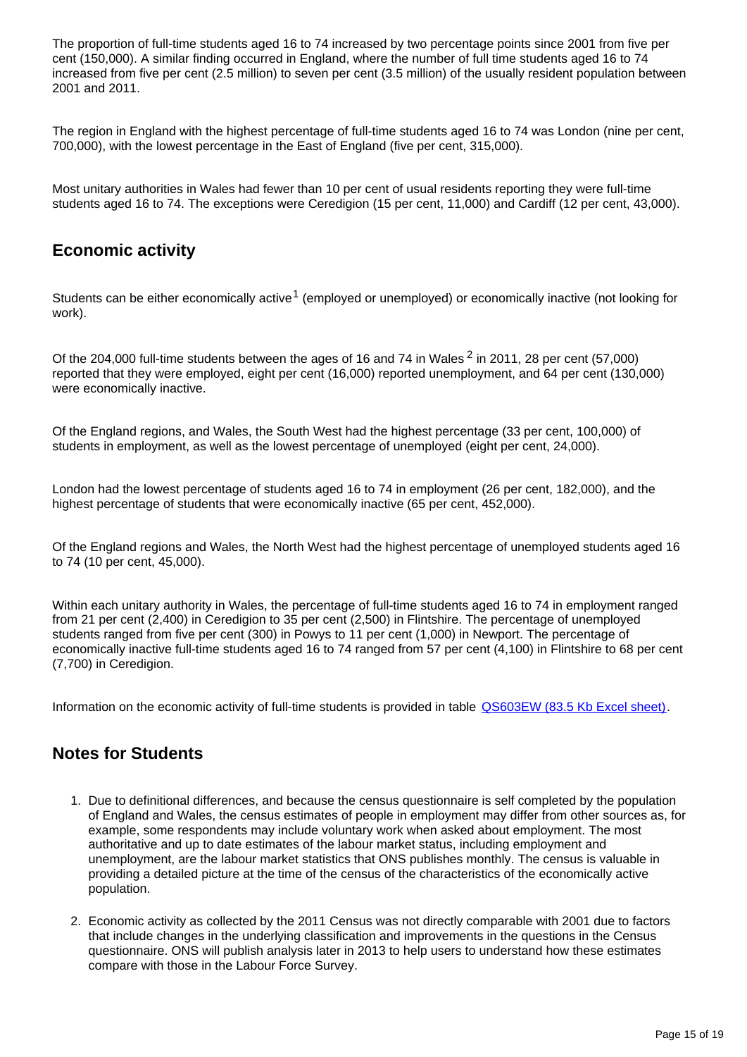The proportion of full-time students aged 16 to 74 increased by two percentage points since 2001 from five per cent (150,000). A similar finding occurred in England, where the number of full time students aged 16 to 74 increased from five per cent (2.5 million) to seven per cent (3.5 million) of the usually resident population between 2001 and 2011.

The region in England with the highest percentage of full-time students aged 16 to 74 was London (nine per cent, 700,000), with the lowest percentage in the East of England (five per cent, 315,000).

Most unitary authorities in Wales had fewer than 10 per cent of usual residents reporting they were full-time students aged 16 to 74. The exceptions were Ceredigion (15 per cent, 11,000) and Cardiff (12 per cent, 43,000).

## Economic activity

Students can be either economically active[1] (employed or unemployed) or economically inactive (not looking for work).

Of the 204,000 full-time students between the ages of 16 and 74 in Wales [2] in 2011, 28 per cent (57,000) reported that they were employed, eight per cent (16,000) reported unemployment, and 64 per cent (130,000) were economically inactive.

Of the England regions, and Wales, the South West had the highest percentage (33 per cent, 100,000) of students in employment, as well as the lowest percentage of unemployed (eight per cent, 24,000).

London had the lowest percentage of students aged 16 to 74 in employment (26 per cent, 182,000), and the highest percentage of students that were economically inactive (65 per cent, 452,000).

Of the England regions and Wales, the North West had the highest percentage of unemployed students aged 16 to 74 (10 per cent, 45,000).

Within each unitary authority in Wales, the percentage of full-time students aged 16 to 74 in employment ranged from 21 per cent (2,400) in Ceredigion to 35 per cent (2,500) in Flintshire. The percentage of unemployed students ranged from five per cent (300) in Powys to 11 per cent (1,000) in Newport. The percentage of economically inactive full-time students aged 16 to 74 ranged from 57 per cent (4,100) in Flintshire to 68 per cent (7,700) in Ceredigion.

Information on the economic activity of full-time students is provided in table [QS603EW (83.5 Kb Excel sheet)].

## Notes for Students

1. Due to definitional differences, and because the census questionnaire is self completed by the population of England and Wales, the census estimates of people in employment may differ from other sources as, for example, some respondents may include voluntary work when asked about employment. The most authoritative and up to date estimates of the labour market status, including employment and unemployment, are the labour market statistics that ONS publishes monthly. The census is valuable in providing a detailed picture at the time of the census of the characteristics of the economically active population.

2. Economic activity as collected by the 2011 Census was not directly comparable with 2001 due to factors that include changes in the underlying classification and improvements in the questions in the Census questionnaire. ONS will publish analysis later in 2013 to help users to understand how these estimates compare with those in the Labour Force Survey.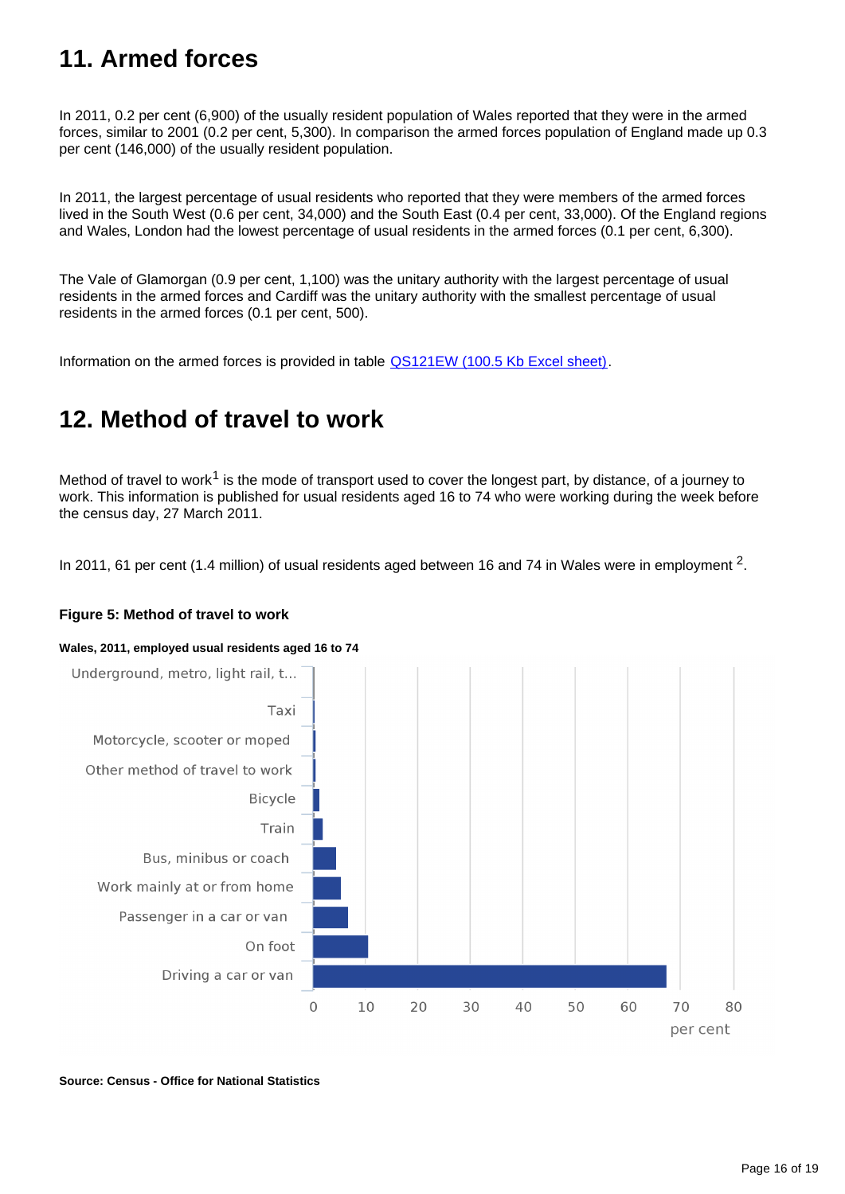## 11. Armed forces

In 2011, 0.2 per cent (6,900) of the usually resident population of Wales reported that they were in the armed forces, similar to 2001 (0.2 per cent, 5,300). In comparison the armed forces population of England made up 0.3 per cent (146,000) of the usually resident population.

In 2011, the largest percentage of usual residents who reported that they were members of the armed forces lived in the South West (0.6 per cent, 34,000) and the South East (0.4 per cent, 33,000). Of the England regions and Wales, London had the lowest percentage of usual residents in the armed forces (0.1 per cent, 6,300).

The Vale of Glamorgan (0.9 per cent, 1,100) was the unitary authority with the largest percentage of usual residents in the armed forces and Cardiff was the unitary authority with the smallest percentage of usual residents in the armed forces (0.1 per cent, 500).

Information on the armed forces is provided in table [QS121EW (100.5 Kb Excel sheet)](QS121EW).

## 12. Method of travel to work

Method of travel to work[1] is the mode of transport used to cover the longest part, by distance, of a journey to work. This information is published for usual residents aged 16 to 74 who were working during the week before the census day, 27 March 2011.

In 2011, 61 per cent (1.4 million) of usual residents aged between 16 and 74 in Wales were in employment [2].

**Figure 5: Method of travel to work**

**Wales, 2011, employed usual residents aged 16 to 74**

Underground, metro, light rail, t...
Taxi
Motorcycle, scooter or moped
Other method of travel to work
Bicycle
Train
Bus, minibus or coach
Work mainly at or from home
Passenger in a car or van
On foot
Driving a car or van

0 10 20 30 40 50 60 70 80
per cent

**Source: Census - Office for National Statistics**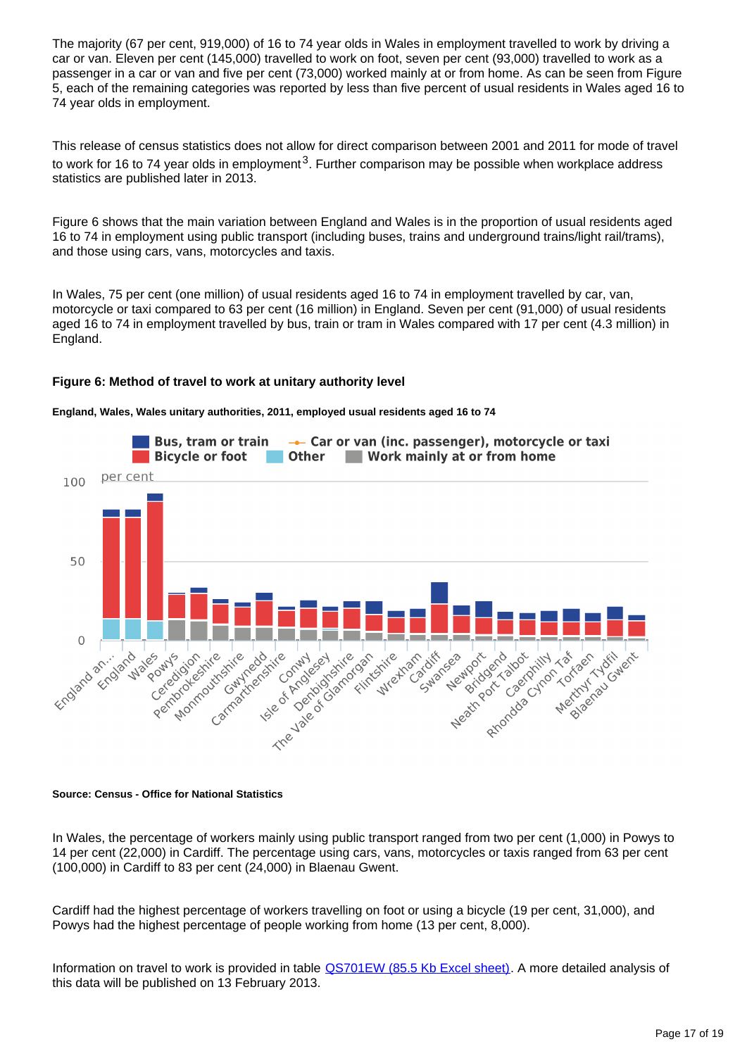The majority (67 per cent, 919,000) of 16 to 74 year olds in Wales in employment travelled to work by driving a car or van. Eleven per cent (145,000) travelled to work on foot, seven per cent (93,000) travelled to work as a passenger in a car or van and five per cent (73,000) worked mainly at or from home. As can be seen from Figure 5, each of the remaining categories was reported by less than five percent of usual residents in Wales aged 16 to 74 year olds in employment.

This release of census statistics does not allow for direct comparison between 2001 and 2011 for mode of travel to work for 16 to 74 year olds in employment[3]. Further comparison may be possible when workplace address statistics are published later in 2013.

Figure 6 shows that the main variation between England and Wales is in the proportion of usual residents aged 16 to 74 in employment using public transport (including buses, trains and underground trains/light rail/trams), and those using cars, vans, motorcycles and taxis.

In Wales, 75 per cent (one million) of usual residents aged 16 to 74 in employment travelled by car, van, motorcycle or taxi compared to 63 per cent (16 million) in England. Seven per cent (91,000) of usual residents aged 16 to 74 in employment travelled by bus, train or tram in Wales compared with 17 per cent (4.3 million) in England.

**Figure 6: Method of travel to work at unitary authority level**

**England, Wales, Wales unitary authorities, 2011, employed usual residents aged 16 to 74**

**Source: Census - Office for National Statistics**

In Wales, the percentage of workers mainly using public transport ranged from two per cent (1,000) in Powys to 14 per cent (22,000) in Cardiff. The percentage using cars, vans, motorcycles or taxis ranged from 63 per cent (100,000) in Cardiff to 83 per cent (24,000) in Blaenau Gwent.

Cardiff had the highest percentage of workers travelling on foot or using a bicycle (19 per cent, 31,000), and Powys had the highest percentage of people working from home (13 per cent, 8,000).

Information on travel to work is provided in table QS701EW (85.5 Kb Excel sheet). A more detailed analysis of this data will be published on 13 February 2013.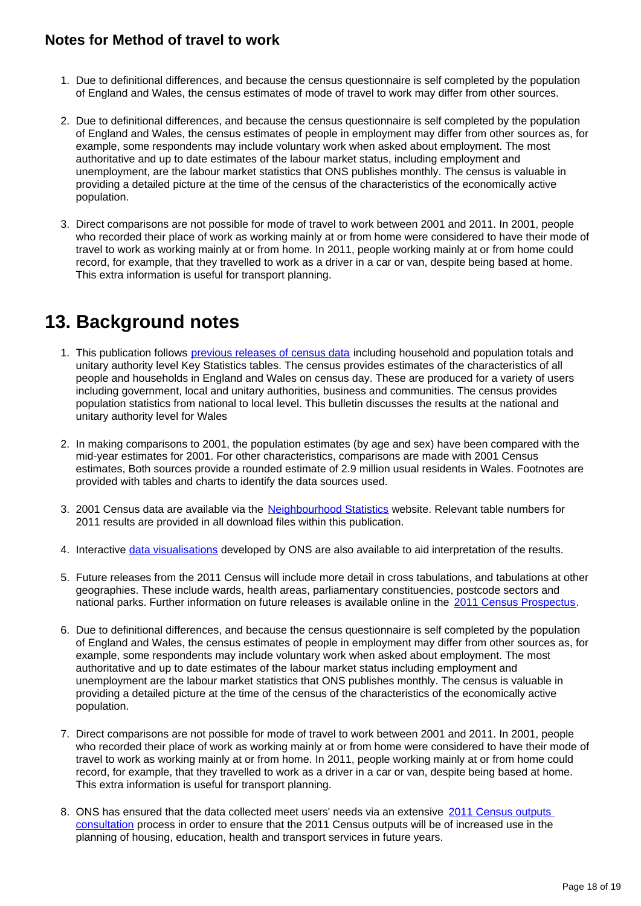### Notes for Method of travel to work

1. Due to definitional differences, and because the census questionnaire is self completed by the population of England and Wales, the census estimates of mode of travel to work may differ from other sources.

2. Due to definitional differences, and because the census questionnaire is self completed by the population of England and Wales, the census estimates of people in employment may differ from other sources as, for example, some respondents may include voluntary work when asked about employment. The most authoritative and up to date estimates of the labour market status, including employment and unemployment, are the labour market statistics that ONS publishes monthly. The census is valuable in providing a detailed picture at the time of the census of the characteristics of the economically active population.

3. Direct comparisons are not possible for mode of travel to work between 2001 and 2011. In 2001, people who recorded their place of work as working mainly at or from home were considered to have their mode of travel to work as working mainly at or from home. In 2011, people working mainly at or from home could record, for example, that they travelled to work as a driver in a car or van, despite being based at home. This extra information is useful for transport planning.

## 13. Background notes

1. This publication follows previous releases of census data including household and population totals and unitary authority level Key Statistics tables. The census provides estimates of the characteristics of all people and households in England and Wales on census day. These are produced for a variety of users including government, local and unitary authorities, business and communities. The census provides population statistics from national to local level. This bulletin discusses the results at the national and unitary authority level for Wales

2. In making comparisons to 2001, the population estimates (by age and sex) have been compared with the mid-year estimates for 2001. For other characteristics, comparisons are made with 2001 Census estimates, Both sources provide a rounded estimate of 2.9 million usual residents in Wales. Footnotes are provided with tables and charts to identify the data sources used.

3. 2001 Census data are available via the Neighbourhood Statistics website. Relevant table numbers for 2011 results are provided in all download files within this publication.

4. Interactive data visualisations developed by ONS are also available to aid interpretation of the results.

5. Future releases from the 2011 Census will include more detail in cross tabulations, and tabulations at other geographies. These include wards, health areas, parliamentary constituencies, postcode sectors and national parks. Further information on future releases is available online in the 2011 Census Prospectus.

6. Due to definitional differences, and because the census questionnaire is self completed by the population of England and Wales, the census estimates of people in employment may differ from other sources as, for example, some respondents may include voluntary work when asked about employment. The most authoritative and up to date estimates of the labour market status including employment and unemployment are the labour market statistics that ONS publishes monthly. The census is valuable in providing a detailed picture at the time of the census of the characteristics of the economically active population.

7. Direct comparisons are not possible for mode of travel to work between 2001 and 2011. In 2001, people who recorded their place of work as working mainly at or from home were considered to have their mode of travel to work as working mainly at or from home. In 2011, people working mainly at or from home could record, for example, that they travelled to work as a driver in a car or van, despite being based at home. This extra information is useful for transport planning.

8. ONS has ensured that the data collected meet users' needs via an extensive 2011 Census outputs consultation process in order to ensure that the 2011 Census outputs will be of increased use in the planning of housing, education, health and transport services in future years.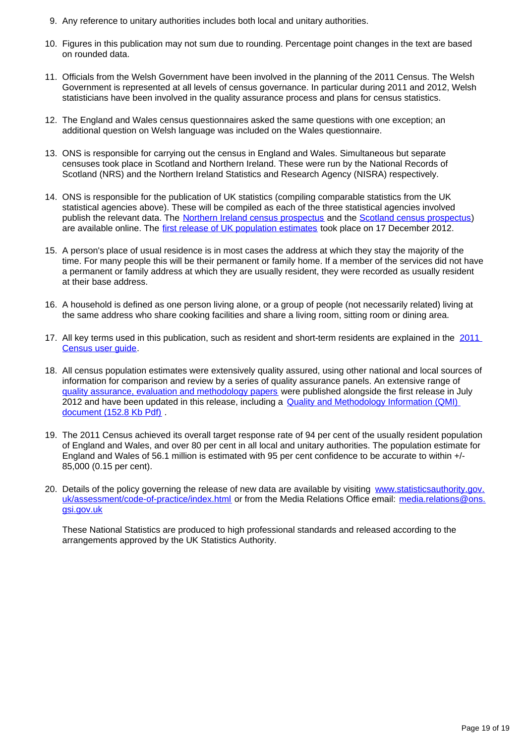9. Any reference to unitary authorities includes both local and unitary authorities.

10. Figures in this publication may not sum due to rounding. Percentage point changes in the text are based on rounded data.

11. Officials from the Welsh Government have been involved in the planning of the 2011 Census. The Welsh Government is represented at all levels of census governance. In particular during 2011 and 2012, Welsh statisticians have been involved in the quality assurance process and plans for census statistics.

12. The England and Wales census questionnaires asked the same questions with one exception; an additional question on Welsh language was included on the Wales questionnaire.

13. ONS is responsible for carrying out the census in England and Wales. Simultaneous but separate censuses took place in Scotland and Northern Ireland. These were run by the National Records of Scotland (NRS) and the Northern Ireland Statistics and Research Agency (NISRA) respectively.

14. ONS is responsible for the publication of UK statistics (compiling comparable statistics from the UK statistical agencies above). These will be compiled as each of the three statistical agencies involved publish the relevant data. The Northern Ireland census prospectus and the Scotland census prospectus) are available online. The first release of UK population estimates took place on 17 December 2012.

15. A person's place of usual residence is in most cases the address at which they stay the majority of the time. For many people this will be their permanent or family home. If a member of the services did not have a permanent or family address at which they are usually resident, they were recorded as usually resident at their base address.

16. A household is defined as one person living alone, or a group of people (not necessarily related) living at the same address who share cooking facilities and share a living room, sitting room or dining area.

17. All key terms used in this publication, such as resident and short-term residents are explained in the 2011 Census user guide.

18. All census population estimates were extensively quality assured, using other national and local sources of information for comparison and review by a series of quality assurance panels. An extensive range of quality assurance, evaluation and methodology papers were published alongside the first release in July 2012 and have been updated in this release, including a Quality and Methodology Information (QMI) document (152.8 Kb Pdf) .

19. The 2011 Census achieved its overall target response rate of 94 per cent of the usually resident population of England and Wales, and over 80 per cent in all local and unitary authorities. The population estimate for England and Wales of 56.1 million is estimated with 95 per cent confidence to be accurate to within +/- 85,000 (0.15 per cent).

20. Details of the policy governing the release of new data are available by visiting www.statisticsauthority.gov.uk/assessment/code-of-practice/index.html or from the Media Relations Office email: media.relations@ons.gsi.gov.uk

    These National Statistics are produced to high professional standards and released according to the arrangements approved by the UK Statistics Authority.